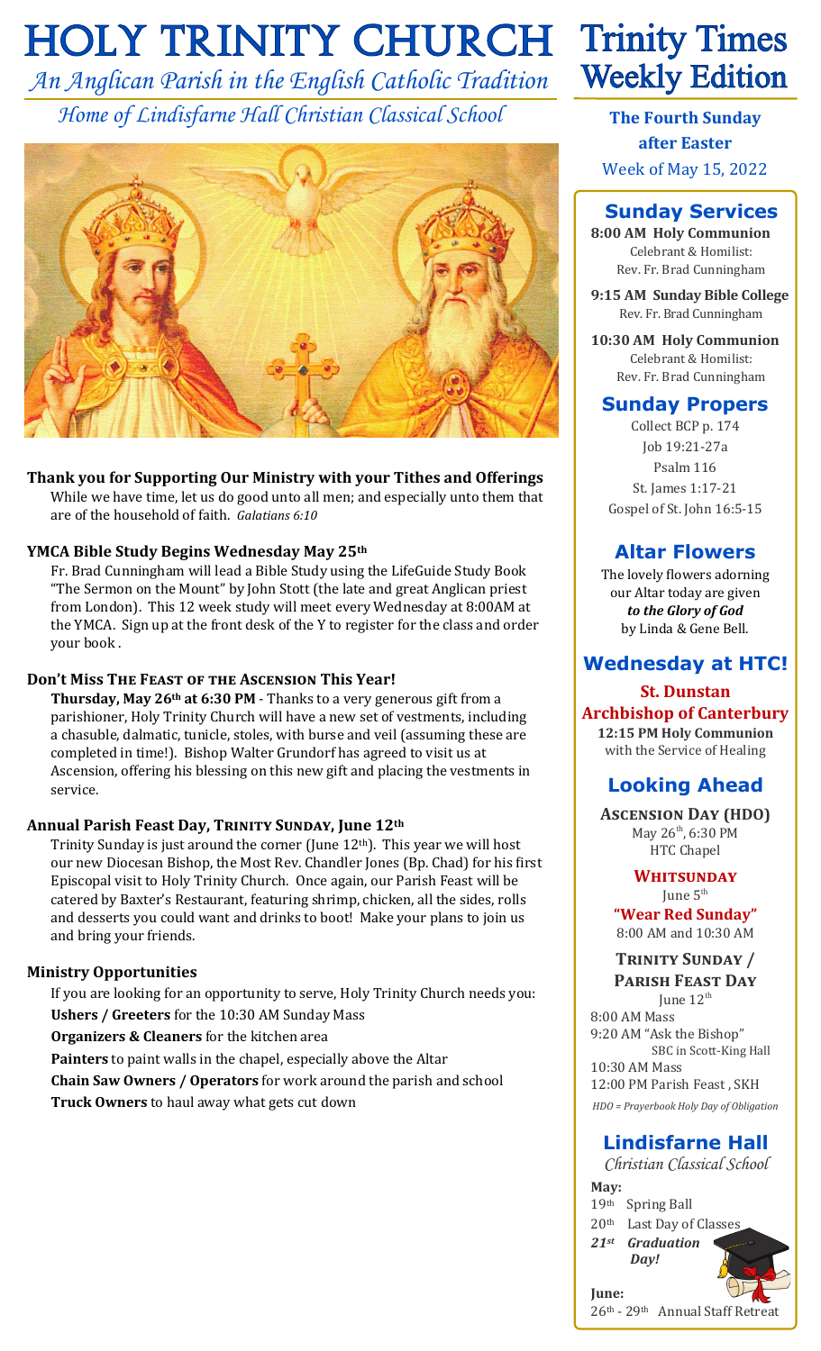# HOLY TRINITY CHURCH

*An Anglican Parish in the English Catholic Tradition*

*Home of Lindisfarne Hall Christian Classical School*

# Trinity Times Weekly Edition

**The Fourth Sunday after Easter**

Week of May 15, 2022

### Thank you for Supporting Our Ministry with your Tithes and Offerings

While we have time, let us do good unto all men; and especially unto them that are of the household of faith. *Galatians 6:10*

### YMCA Bible Study Begins Wednesday May 25th

Fr. Brad Cunningham will lead a Bible Study using the LifeGuide Study Book "The Sermon on the Mount" by John Stott (the late and great Anglican priest from London). This 12 week study will meet every Wednesday at 8:00AM at the YMCA. Sign up at the front desk of the Y to register for the class and order your book .

### Don't Miss The Feast of the Ascension This Year!

**Thursday, May 26th at 6:30 PM** - Thanks to a very generous gift from a parishioner, Holy Trinity Church will have a new set of vestments, including a chasuble, dalmatic, tunicle, stoles, with burse and veil (assuming these are completed in time!). Bishop Walter Grundorf has agreed to visit us at Ascension, offering his blessing on this new gift and placing the vestments in service.

### Annual Parish Feast Day, Trinity Sunday, June 12th

Trinity Sunday is just around the corner (June 12th). This year we will host our new Diocesan Bishop, the Most Rev. Chandler Jones (Bp. Chad) for his first Episcopal visit to Holy Trinity Church. Once again, our Parish Feast will be catered by Baxter's Restaurant, featuring shrimp, chicken, all the sides, rolls and desserts you could want and drinks to boot! Make your plans to join us and bring your friends.

### Ministry Opportunities

If you are looking for an opportunity to serve, Holy Trinity Church needs you:

**Ushers / Greeters** for the 10:30 AM Sunday Mass

**Organizers & Cleaners** for the kitchen area

**Painters** to paint walls in the chapel, especially above the Altar

**Chain Saw Owners / Operators** for work around the parish and school

**Truck Owners** to haul away what gets cut down

## Sunday Services

**8:00 AM Holy Communion**
Celebrant & Homilist:
Rev. Fr. Brad Cunningham

**9:15 AM Sunday Bible College**
Rev. Fr. Brad Cunningham

**10:30 AM Holy Communion**
Celebrant & Homilist:
Rev. Fr. Brad Cunningham

## Sunday Propers

Collect BCP p. 174
Job 19:21-27a
Psalm 116
St. James 1:17-21
Gospel of St. John 16:5-15

## Altar Flowers

The lovely flowers adorning our Altar today are given ***to the Glory of God*** by Linda & Gene Bell.

## Wednesday at HTC!

**St. Dunstan Archbishop of Canterbury**

**12:15 PM Holy Communion**
with the Service of Healing

## Looking Ahead

**Ascension Day (HDO)**
May 26th, 6:30 PM
HTC Chapel

**Whitsunday**
June 5th
**"Wear Red Sunday"**
8:00 AM and 10:30 AM

**Trinity Sunday / Parish Feast Day**
June 12th
8:00 AM Mass
9:20 AM "Ask the Bishop"
SBC in Scott-King Hall
10:30 AM Mass
12:00 PM Parish Feast , SKH

*HDO = Prayerbook Holy Day of Obligation*

## Lindisfarne Hall

*Christian Classical School*

**May:**
19th Spring Ball
20th Last Day of Classes
***21st Graduation Day!***

**June:**
26th - 29th Annual Staff Retreat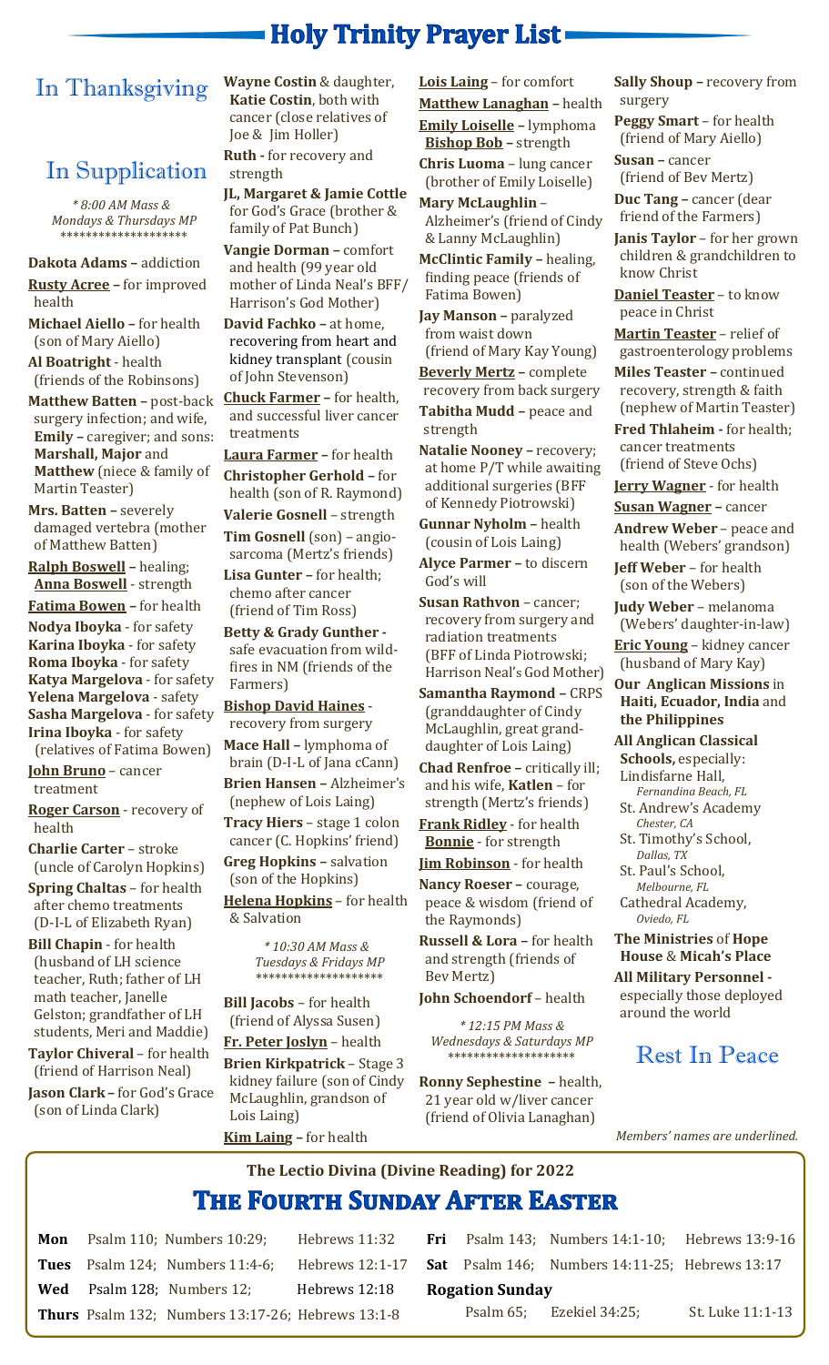# Holy Trinity Prayer List

## In Thanksgiving

## In Supplication

*\* 8:00 AM Mass & Mondays & Thursdays MP*
*\*\*\*\*\*\*\*\*\*\*\*\*\*\*\*\*\*\*\*\**

**Dakota Adams –** addiction

**Rusty Acree –** for improved health

**Michael Aiello –** for health (son of Mary Aiello)

**Al Boatright** - health (friends of the Robinsons)

**Matthew Batten –** post-back surgery infection; and wife, **Emily –** caregiver; and sons: **Marshall, Major** and **Matthew** (niece & family of Martin Teaster)

**Mrs. Batten –** severely damaged vertebra (mother of Matthew Batten)

**Ralph Boswell –** healing; **Anna Boswell** - strength

**Fatima Bowen –** for health

**Nodya Iboyka** - for safety
**Karina Iboyka** - for safety
**Roma Iboyka** - for safety
**Katya Margelova** - for safety
**Yelena Margelova** - safety
**Sasha Margelova** - for safety
**Irina Iboyka** - for safety (relatives of Fatima Bowen)

**John Bruno** – cancer treatment

**Roger Carson** - recovery of health

**Charlie Carter** – stroke (uncle of Carolyn Hopkins)

**Spring Chaltas** – for health after chemo treatments (D-I-L of Elizabeth Ryan)

**Bill Chapin** - for health (husband of LH science teacher, Ruth; father of LH math teacher, Janelle Gelston; grandfather of LH students, Meri and Maddie)

**Taylor Chiveral** – for health (friend of Harrison Neal)

**Jason Clark –** for God's Grace (son of Linda Clark)

**Wayne Costin** & daughter, **Katie Costin**, both with cancer (close relatives of Joe & Jim Holler)

**Ruth -** for recovery and strength

**JL, Margaret & Jamie Cottle** for God's Grace (brother & family of Pat Bunch)

**Vangie Dorman –** comfort and health (99 year old mother of Linda Neal's BFF/ Harrison's God Mother)

**David Fachko –** at home, recovering from heart and kidney transplant (cousin of John Stevenson)

**Chuck Farmer –** for health, and successful liver cancer treatments

**Laura Farmer –** for health

**Christopher Gerhold –** for health (son of R. Raymond)

**Valerie Gosnell** – strength

**Tim Gosnell** (son) – angio-sarcoma (Mertz's friends)

**Lisa Gunter –** for health; chemo after cancer (friend of Tim Ross)

**Betty & Grady Gunther -** safe evacuation from wild-fires in NM (friends of the Farmers)

**Bishop David Haines** - recovery from surgery

**Mace Hall –** lymphoma of brain (D-I-L of Jana cCann)

**Brien Hansen –** Alzheimer's (nephew of Lois Laing)

**Tracy Hiers –** stage 1 colon cancer (C. Hopkins' friend)

**Greg Hopkins –** salvation (son of the Hopkins)

**Helena Hopkins** – for health & Salvation

*\* 10:30 AM Mass & Tuesdays & Fridays MP*
*\*\*\*\*\*\*\*\*\*\*\*\*\*\*\*\*\*\*\*\**

**Bill Jacobs** – for health (friend of Alyssa Susen)

**Fr. Peter Joslyn** – health

**Brien Kirkpatrick** – Stage 3 kidney failure (son of Cindy McLaughlin, grandson of Lois Laing)

**Kim Laing –** for health

**Lois Laing** – for comfort

**Matthew Lanaghan –** health

**Emily Loiselle –** lymphoma
**Bishop Bob –** strength

**Chris Luoma** – lung cancer (brother of Emily Loiselle)

**Mary McLaughlin** – Alzheimer's (friend of Cindy & Lanny McLaughlin)

**McClintic Family –** healing, finding peace (friends of Fatima Bowen)

**Jay Manson –** paralyzed from waist down (friend of Mary Kay Young)

**Beverly Mertz –** complete recovery from back surgery

**Tabitha Mudd –** peace and strength

**Natalie Nooney –** recovery; at home P/T while awaiting additional surgeries (BFF of Kennedy Piotrowski)

**Gunnar Nyholm –** health (cousin of Lois Laing)

**Alyce Parmer –** to discern God's will

**Susan Rathvon** – cancer; recovery from surgery and radiation treatments (BFF of Linda Piotrowski; Harrison Neal's God Mother)

**Samantha Raymond –** CRPS (granddaughter of Cindy McLaughlin, great grand-daughter of Lois Laing)

**Chad Renfroe –** critically ill; and his wife, **Katlen** – for strength (Mertz's friends)

**Frank Ridley** - for health
**Bonnie** - for strength

**Jim Robinson** - for health

**Nancy Roeser –** courage, peace & wisdom (friend of the Raymonds)

**Russell & Lora –** for health and strength (friends of Bev Mertz)

**John Schoendorf** – health

*\* 12:15 PM Mass & Wednesdays & Saturdays MP*
*\*\*\*\*\*\*\*\*\*\*\*\*\*\*\*\*\*\*\*\**

**Ronny Sephestine –** health, 21 year old w/liver cancer (friend of Olivia Lanaghan)

**Sally Shoup –** recovery from surgery

**Peggy Smart** – for health (friend of Mary Aiello)

**Susan –** cancer (friend of Bev Mertz)

**Duc Tang –** cancer (dear friend of the Farmers)

**Janis Taylor** – for her grown children & grandchildren to know Christ

**Daniel Teaster** – to know peace in Christ

**Martin Teaster** – relief of gastroenterology problems

**Miles Teaster –** continued recovery, strength & faith (nephew of Martin Teaster)

**Fred Thlaheim -** for health; cancer treatments (friend of Steve Ochs)

**Jerry Wagner** - for health

**Susan Wagner –** cancer

**Andrew Weber** – peace and health (Webers' grandson)

**Jeff Weber** – for health (son of the Webers)

**Judy Weber** – melanoma (Webers' daughter-in-law)

**Eric Young** – kidney cancer (husband of Mary Kay)

**Our Anglican Missions** in **Haiti, Ecuador, India** and **the Philippines**

**All Anglican Classical Schools,** especially:
- Lindisfarne Hall, *Fernandina Beach, FL*
- St. Andrew's Academy *Chester, CA*
- St. Timothy's School, *Dallas, TX*
- St. Paul's School, *Melbourne, FL*
- Cathedral Academy, *Oviedo, FL*

**The Ministries** of **Hope House** & **Micah's Place**

**All Military Personnel -** especially those deployed around the world

## Rest In Peace

*Members' names are underlined.*

---

**The Lectio Divina (Divine Reading) for 2022**

## The Fourth Sunday After Easter

| | | | |
|---|---|---|---|
| **Mon** | Psalm 110; | Numbers 10:29; | Hebrews 11:32 |
| **Tues** | Psalm 124; | Numbers 11:4-6; | Hebrews 12:1-17 |
| **Wed** | Psalm 128; | Numbers 12; | Hebrews 12:18 |
| **Thurs** | Psalm 132; | Numbers 13:17-26; | Hebrews 13:1-8 |
| **Fri** | Psalm 143; | Numbers 14:1-10; | Hebrews 13:9-16 |
| **Sat** | Psalm 146; | Numbers 14:11-25; | Hebrews 13:17 |
| **Rogation Sunday** | Psalm 65; | Ezekiel 34:25; | St. Luke 11:1-13 |